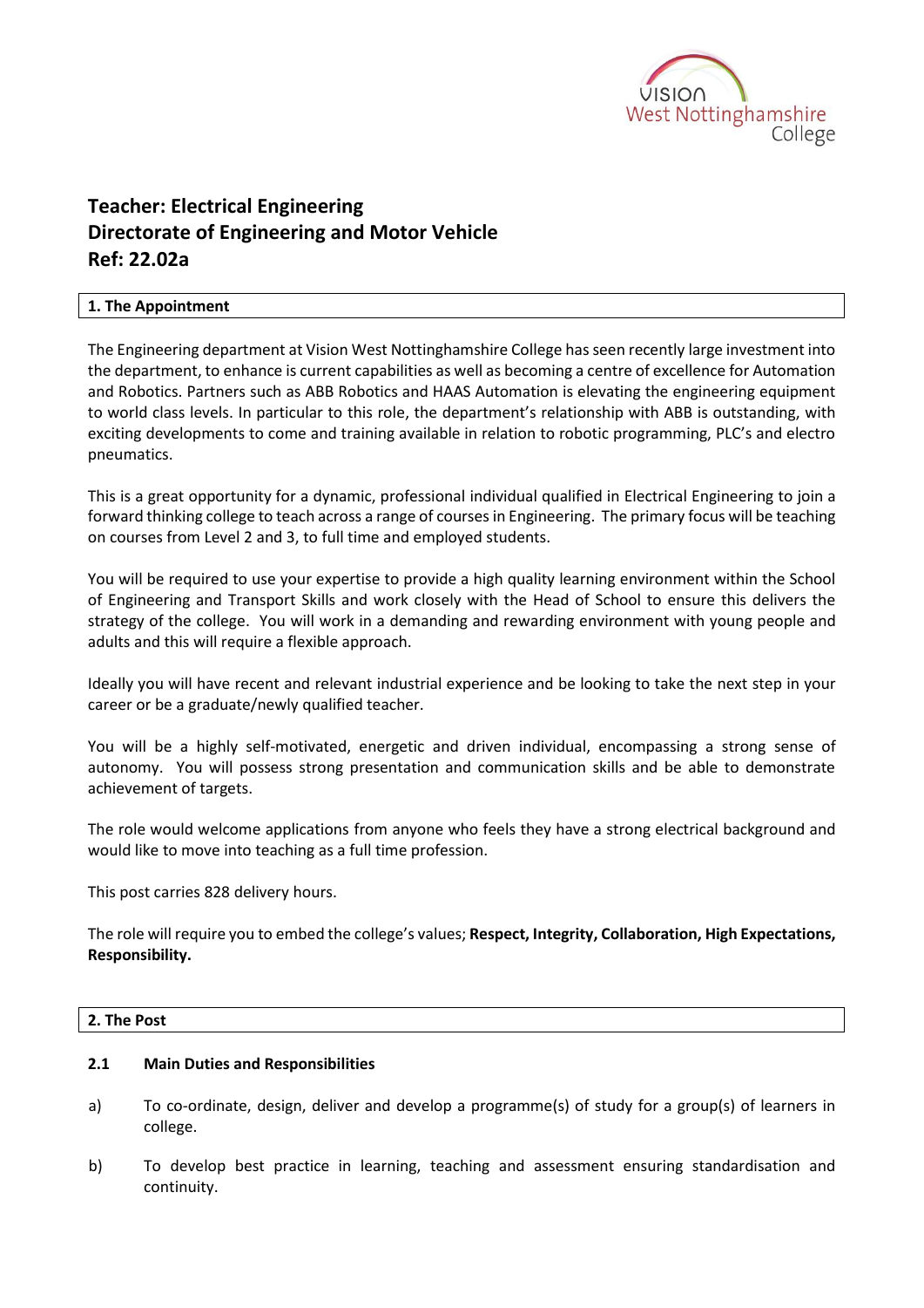# Teacher: Electrical Engineering
# Directorate of Engineering and Motor Vehicle
# Ref: 22.02a

## 1. The Appointment

The Engineering department at Vision West Nottinghamshire College has seen recently large investment into the department, to enhance is current capabilities as well as becoming a centre of excellence for Automation and Robotics. Partners such as ABB Robotics and HAAS Automation is elevating the engineering equipment to world class levels. In particular to this role, the department's relationship with ABB is outstanding, with exciting developments to come and training available in relation to robotic programming, PLC's and electro pneumatics.

This is a great opportunity for a dynamic, professional individual qualified in Electrical Engineering to join a forward thinking college to teach across a range of courses in Engineering. The primary focus will be teaching on courses from Level 2 and 3, to full time and employed students.

You will be required to use your expertise to provide a high quality learning environment within the School of Engineering and Transport Skills and work closely with the Head of School to ensure this delivers the strategy of the college. You will work in a demanding and rewarding environment with young people and adults and this will require a flexible approach.

Ideally you will have recent and relevant industrial experience and be looking to take the next step in your career or be a graduate/newly qualified teacher.

You will be a highly self-motivated, energetic and driven individual, encompassing a strong sense of autonomy. You will possess strong presentation and communication skills and be able to demonstrate achievement of targets.

The role would welcome applications from anyone who feels they have a strong electrical background and would like to move into teaching as a full time profession.

This post carries 828 delivery hours.

The role will require you to embed the college's values; **Respect, Integrity, Collaboration, High Expectations, Responsibility.**

## 2. The Post

### 2.1 Main Duties and Responsibilities

a) To co-ordinate, design, deliver and develop a programme(s) of study for a group(s) of learners in college.

b) To develop best practice in learning, teaching and assessment ensuring standardisation and continuity.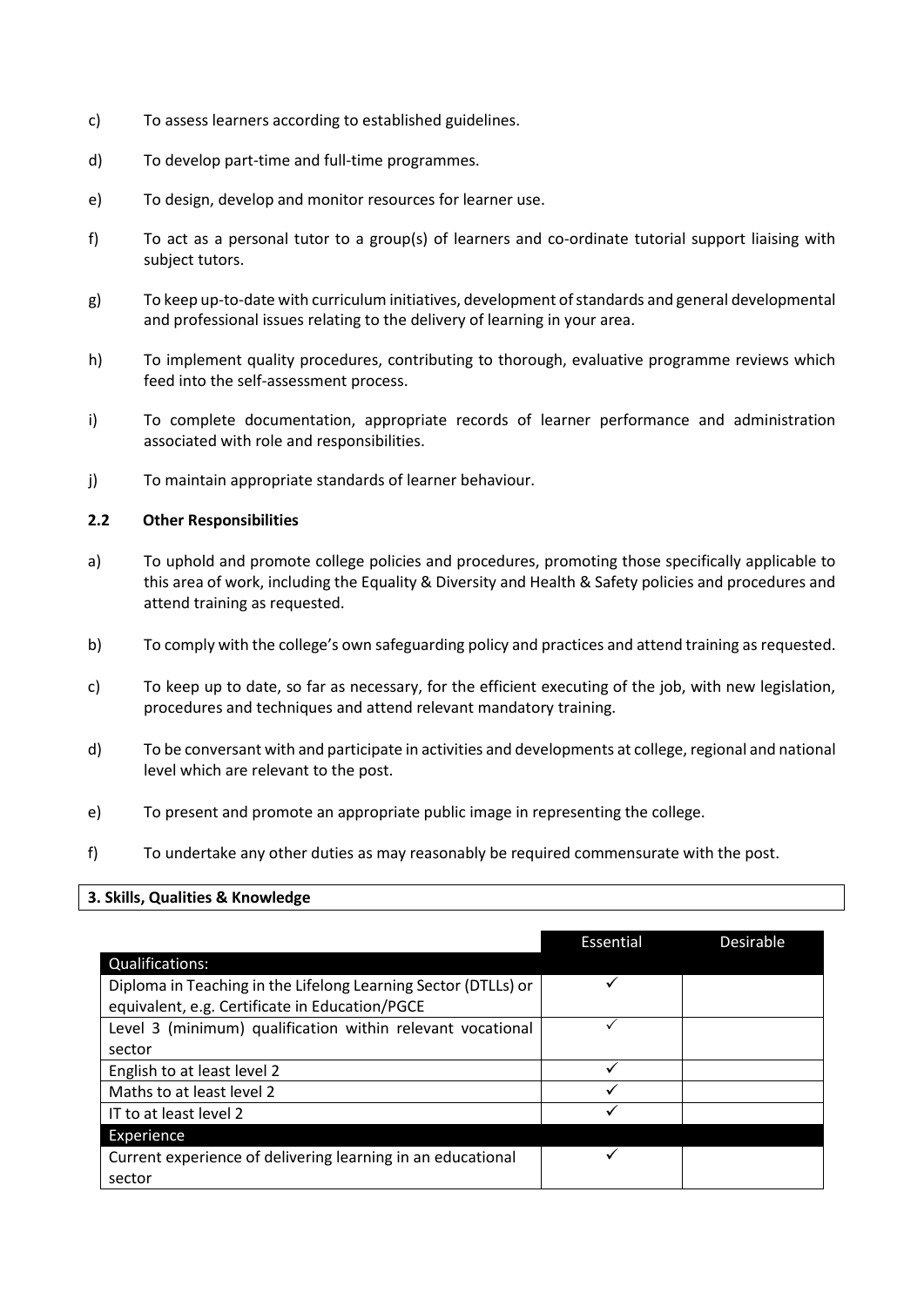c) To assess learners according to established guidelines.

d) To develop part-time and full-time programmes.

e) To design, develop and monitor resources for learner use.

f) To act as a personal tutor to a group(s) of learners and co-ordinate tutorial support liaising with subject tutors.

g) To keep up-to-date with curriculum initiatives, development of standards and general developmental and professional issues relating to the delivery of learning in your area.

h) To implement quality procedures, contributing to thorough, evaluative programme reviews which feed into the self-assessment process.

i) To complete documentation, appropriate records of learner performance and administration associated with role and responsibilities.

j) To maintain appropriate standards of learner behaviour.

### 2.2 Other Responsibilities

a) To uphold and promote college policies and procedures, promoting those specifically applicable to this area of work, including the Equality & Diversity and Health & Safety policies and procedures and attend training as requested.

b) To comply with the college's own safeguarding policy and practices and attend training as requested.

c) To keep up to date, so far as necessary, for the efficient executing of the job, with new legislation, procedures and techniques and attend relevant mandatory training.

d) To be conversant with and participate in activities and developments at college, regional and national level which are relevant to the post.

e) To present and promote an appropriate public image in representing the college.

f) To undertake any other duties as may reasonably be required commensurate with the post.

## 3. Skills, Qualities & Knowledge

| | Essential | Desirable |
|---|---|---|
| **Qualifications:** | | |
| Diploma in Teaching in the Lifelong Learning Sector (DTLLs) or equivalent, e.g. Certificate in Education/PGCE | ✓ | |
| Level 3 (minimum) qualification within relevant vocational sector | ✓ | |
| English to at least level 2 | ✓ | |
| Maths to at least level 2 | ✓ | |
| IT to at least level 2 | ✓ | |
| **Experience** | | |
| Current experience of delivering learning in an educational sector | ✓ | |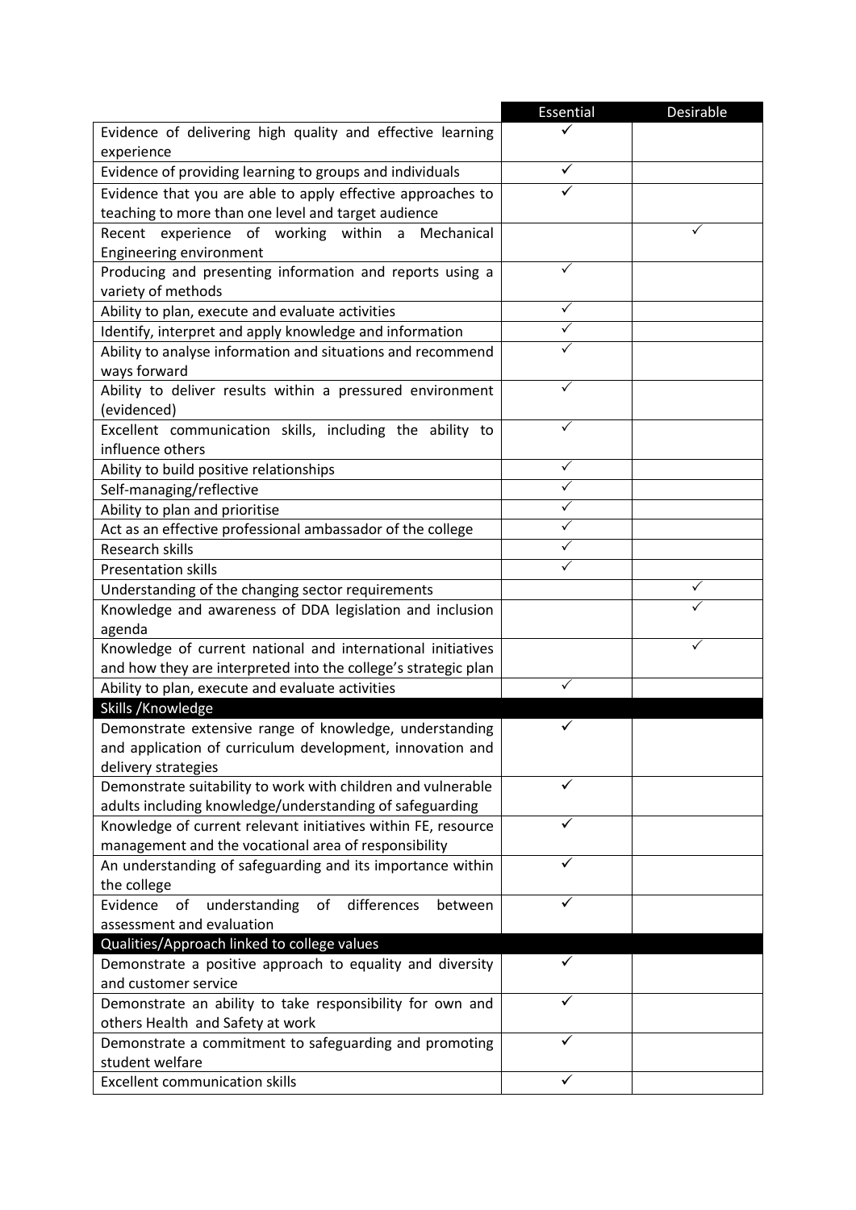| | Essential | Desirable |
|---|---|---|
| Evidence of delivering high quality and effective learning experience | ✓ | |
| Evidence of providing learning to groups and individuals | ✓ | |
| Evidence that you are able to apply effective approaches to teaching to more than one level and target audience | ✓ | |
| Recent experience of working within a Mechanical Engineering environment | | ✓ |
| Producing and presenting information and reports using a variety of methods | ✓ | |
| Ability to plan, execute and evaluate activities | ✓ | |
| Identify, interpret and apply knowledge and information | ✓ | |
| Ability to analyse information and situations and recommend ways forward | ✓ | |
| Ability to deliver results within a pressured environment (evidenced) | ✓ | |
| Excellent communication skills, including the ability to influence others | ✓ | |
| Ability to build positive relationships | ✓ | |
| Self-managing/reflective | ✓ | |
| Ability to plan and prioritise | ✓ | |
| Act as an effective professional ambassador of the college | ✓ | |
| Research skills | ✓ | |
| Presentation skills | ✓ | |
| Understanding of the changing sector requirements | | ✓ |
| Knowledge and awareness of DDA legislation and inclusion agenda | | ✓ |
| Knowledge of current national and international initiatives and how they are interpreted into the college's strategic plan | | ✓ |
| Ability to plan, execute and evaluate activities | ✓ | |
| **Skills /Knowledge** | | |
| Demonstrate extensive range of knowledge, understanding and application of curriculum development, innovation and delivery strategies | ✓ | |
| Demonstrate suitability to work with children and vulnerable adults including knowledge/understanding of safeguarding | ✓ | |
| Knowledge of current relevant initiatives within FE, resource management and the vocational area of responsibility | ✓ | |
| An understanding of safeguarding and its importance within the college | ✓ | |
| Evidence of understanding of differences between assessment and evaluation | ✓ | |
| **Qualities/Approach linked to college values** | | |
| Demonstrate a positive approach to equality and diversity and customer service | ✓ | |
| Demonstrate an ability to take responsibility for own and others Health and Safety at work | ✓ | |
| Demonstrate a commitment to safeguarding and promoting student welfare | ✓ | |
| Excellent communication skills | ✓ | |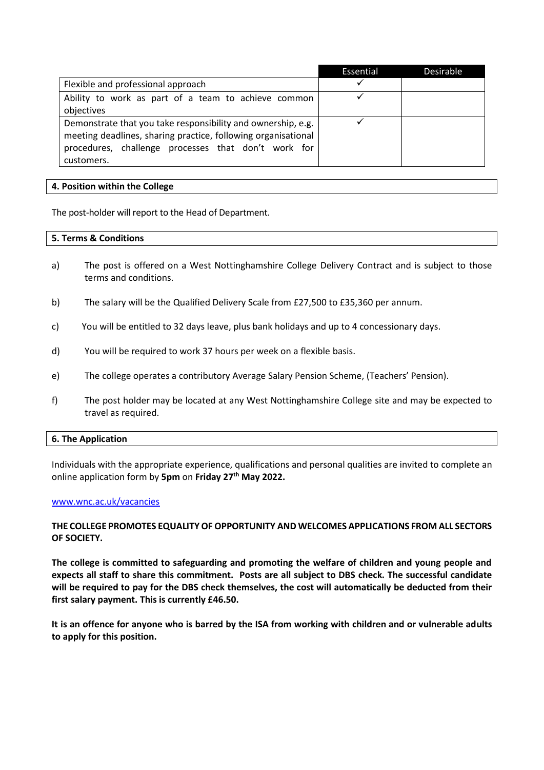| | Essential | Desirable |
|---|---|---|
| Flexible and professional approach | ✓ | |
| Ability to work as part of a team to achieve common objectives | ✓ | |
| Demonstrate that you take responsibility and ownership, e.g. meeting deadlines, sharing practice, following organisational procedures, challenge processes that don't work for customers. | ✓ | |

## 4. Position within the College

The post-holder will report to the Head of Department.

## 5. Terms & Conditions

a) The post is offered on a West Nottinghamshire College Delivery Contract and is subject to those terms and conditions.

b) The salary will be the Qualified Delivery Scale from £27,500 to £35,360 per annum.

c) You will be entitled to 32 days leave, plus bank holidays and up to 4 concessionary days.

d) You will be required to work 37 hours per week on a flexible basis.

e) The college operates a contributory Average Salary Pension Scheme, (Teachers' Pension).

f) The post holder may be located at any West Nottinghamshire College site and may be expected to travel as required.

## 6. The Application

Individuals with the appropriate experience, qualifications and personal qualities are invited to complete an online application form by **5pm** on **Friday 27th May 2022.**

www.wnc.ac.uk/vacancies

**THE COLLEGE PROMOTES EQUALITY OF OPPORTUNITY AND WELCOMES APPLICATIONS FROM ALL SECTORS OF SOCIETY.**

**The college is committed to safeguarding and promoting the welfare of children and young people and expects all staff to share this commitment. Posts are all subject to DBS check. The successful candidate will be required to pay for the DBS check themselves, the cost will automatically be deducted from their first salary payment. This is currently £46.50.**

**It is an offence for anyone who is barred by the ISA from working with children and or vulnerable adults to apply for this position.**